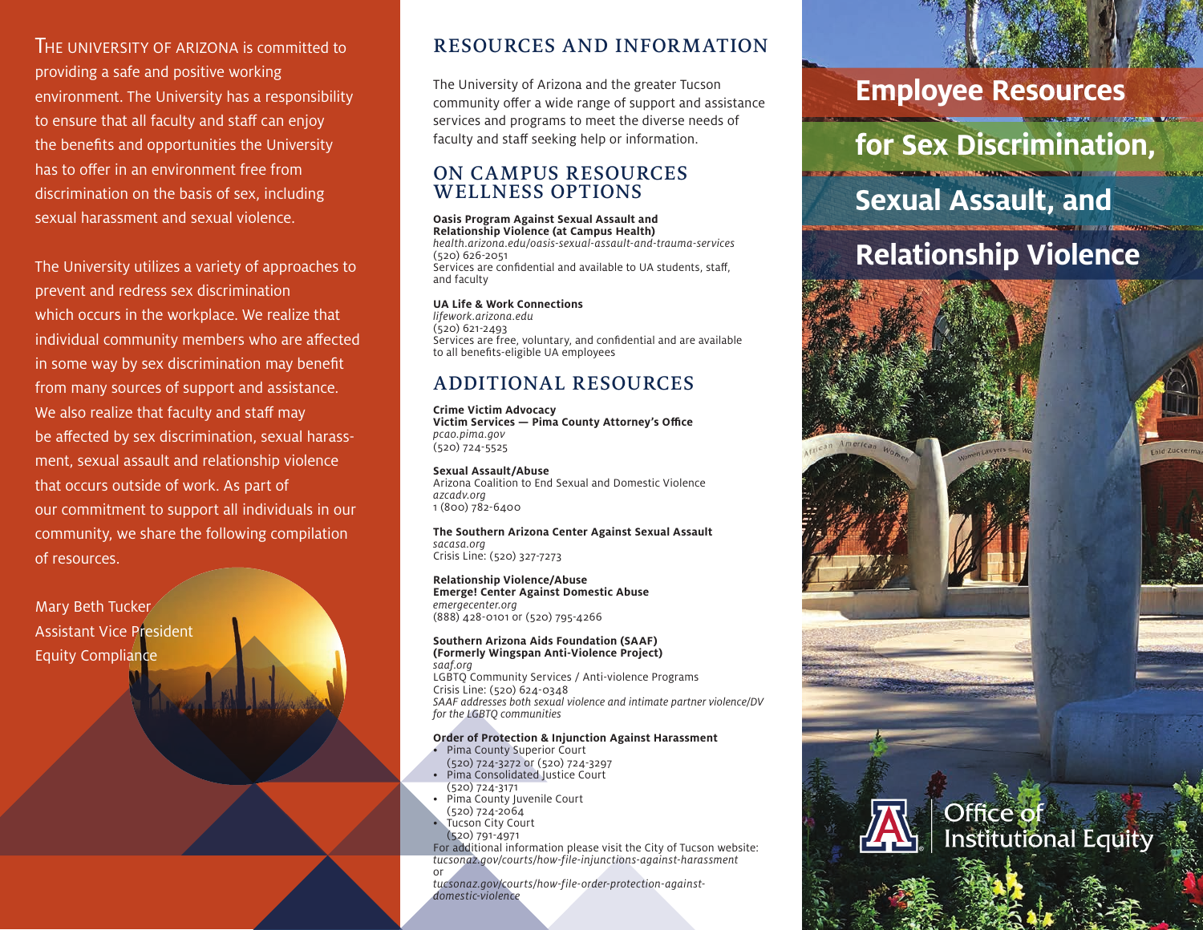THE UNIVERSITY OF ARIZONA is committed to providing a safe and positive working environment. The University has a responsibility to ensure that all faculty and staff can enjoy the benefits and opportunities the University has to offer in an environment free from discrimination on the basis of sex, including sexual harassment and sexual violence.

The University utilizes a variety of approaches to prevent and redress sex discrimination which occurs in the workplace. We realize that individual community members who are affected in some way by sex discrimination may benefit from many sources of support and assistance. We also realize that faculty and staff may be affected by sex discrimination, sexual harassment, sexual assault and relationship violence that occurs outside of work. As part of our commitment to support all individuals in our community, we share the following compilation of resources.

Mary Beth Tucker
Assistant Vice President
Equity Compliance

## RESOURCES AND INFORMATION

The University of Arizona and the greater Tucson community offer a wide range of support and assistance services and programs to meet the diverse needs of faculty and staff seeking help or information.

### ON CAMPUS RESOURCES WELLNESS OPTIONS

**Oasis Program Against Sexual Assault and Relationship Violence (at Campus Health)**
*health.arizona.edu/oasis-sexual-assault-and-trauma-services*
(520) 626-2051
Services are confidential and available to UA students, staff, and faculty

**UA Life & Work Connections**
*lifework.arizona.edu*
(520) 621-2493
Services are free, voluntary, and confidential and are available to all benefits-eligible UA employees

### ADDITIONAL RESOURCES

**Crime Victim Advocacy**
**Victim Services — Pima County Attorney's Office**
*pcao.pima.gov*
(520) 724-5525

**Sexual Assault/Abuse**
Arizona Coalition to End Sexual and Domestic Violence
*azcadv.org*
1 (800) 782-6400

**The Southern Arizona Center Against Sexual Assault**
*sacasa.org*
Crisis Line: (520) 327-7273

**Relationship Violence/Abuse**
**Emerge! Center Against Domestic Abuse**
*emergecenter.org*
(888) 428-0101 or (520) 795-4266

**Southern Arizona Aids Foundation (SAAF)**
**(Formerly Wingspan Anti-Violence Project)**
*saaf.org*
LGBTQ Community Services / Anti-violence Programs
Crisis Line: (520) 624-0348
*SAAF addresses both sexual violence and intimate partner violence/DV for the LGBTQ communities*

**Order of Protection & Injunction Against Harassment**

- Pima County Superior Court
  (520) 724-3272 or (520) 724-3297
- Pima Consolidated Justice Court
  (520) 724-3171
- Pima County Juvenile Court
  (520) 724-2064
- Tucson City Court
  (520) 791-4971

For additional information please visit the City of Tucson website:
*tucsonaz.gov/courts/how-file-injunctions-against-harassment*
or
*tucsonaz.gov/courts/how-file-order-protection-against-domestic-violence*

# Employee Resources for Sex Discrimination, Sexual Assault, and Relationship Violence

Office of Institutional Equity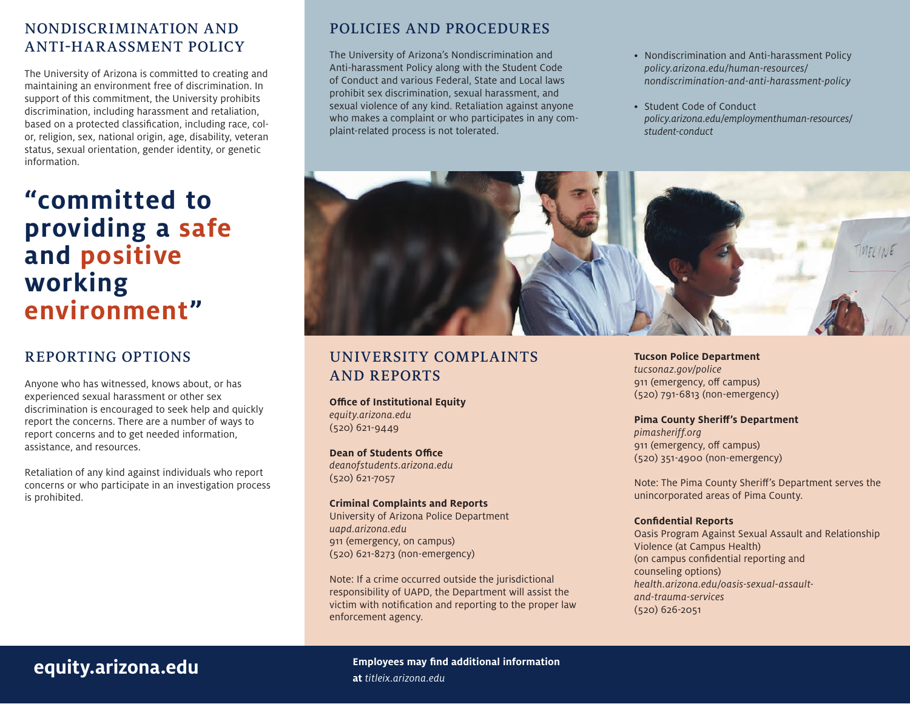## NONDISCRIMINATION AND ANTI-HARASSMENT POLICY

The University of Arizona is committed to creating and maintaining an environment free of discrimination. In support of this commitment, the University prohibits discrimination, including harassment and retaliation, based on a protected classification, including race, color, religion, sex, national origin, age, disability, veteran status, sexual orientation, gender identity, or genetic information.

**"committed to providing a safe and positive working environment"**

## REPORTING OPTIONS

Anyone who has witnessed, knows about, or has experienced sexual harassment or other sex discrimination is encouraged to seek help and quickly report the concerns. There are a number of ways to report concerns and to get needed information, assistance, and resources.

Retaliation of any kind against individuals who report concerns or who participate in an investigation process is prohibited.

## POLICIES AND PROCEDURES

The University of Arizona's Nondiscrimination and Anti-harassment Policy along with the Student Code of Conduct and various Federal, State and Local laws prohibit sex discrimination, sexual harassment, and sexual violence of any kind. Retaliation against anyone who makes a complaint or who participates in any complaint-related process is not tolerated.

- Nondiscrimination and Anti-harassment Policy
  *policy.arizona.edu/human-resources/nondiscrimination-and-anti-harassment-policy*
- Student Code of Conduct
  *policy.arizona.edu/employmenthuman-resources/student-conduct*

## UNIVERSITY COMPLAINTS AND REPORTS

**Office of Institutional Equity**
*equity.arizona.edu*
(520) 621-9449

**Dean of Students Office**
*deanofstudents.arizona.edu*
(520) 621-7057

**Criminal Complaints and Reports**
University of Arizona Police Department
*uapd.arizona.edu*
911 (emergency, on campus)
(520) 621-8273 (non-emergency)

Note: If a crime occurred outside the jurisdictional responsibility of UAPD, the Department will assist the victim with notification and reporting to the proper law enforcement agency.

**Tucson Police Department**
*tucsonaz.gov/police*
911 (emergency, off campus)
(520) 791-6813 (non-emergency)

**Pima County Sheriff's Department**
*pimasheriff.org*
911 (emergency, off campus)
(520) 351-4900 (non-emergency)

Note: The Pima County Sheriff's Department serves the unincorporated areas of Pima County.

**Confidential Reports**
Oasis Program Against Sexual Assault and Relationship Violence (at Campus Health)
(on campus confidential reporting and counseling options)
*health.arizona.edu/oasis-sexual-assault-and-trauma-services*
(520) 626-2051

**equity.arizona.edu**

**Employees may find additional information at** *titleix.arizona.edu*